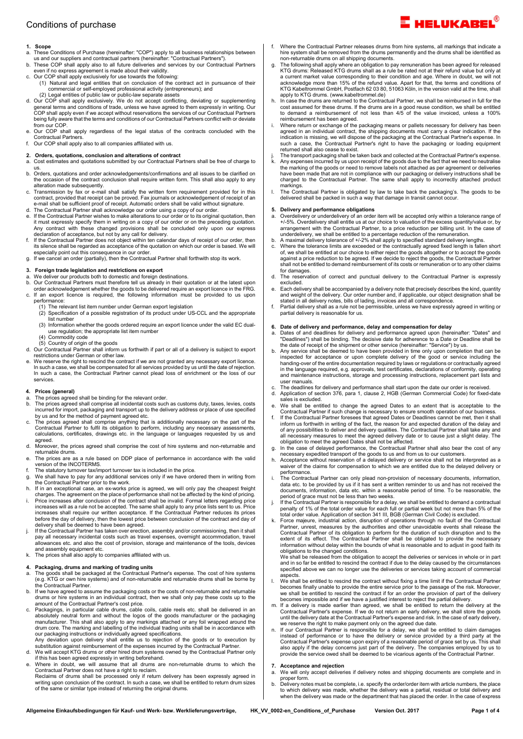# Conditions of purchase

## 1. Scope

a. These Conditions of Purchase (hereinafter: "COP") apply to all business relationships between us and our suppliers and contractual partners (hereinafter: "Contractual Partners").

b. These COP shall also apply to all future deliveries and services by our Contractual Partners even if no express agreement is made about their validity.

c. Our COP shall apply exclusively for use towards the following:
   (1) Natural and legal entities that on conclusion of the contract act in pursuance of their commercial or self-employed professional activity (entrepreneurs); and
   (2) Legal entities of public law or public-law separate assets

d. Our COP shall apply exclusively. We do not accept conflicting, deviating or supplementing general terms and conditions of trade, unless we have agreed to them expressly in writing. Our COP shall apply even if we accept without reservations the services of our Contractual Partners being fully aware that the terms and conditions of our Contractual Partners conflict with or deviate from our COP.

e. Our COP shall apply regardless of the legal status of the contracts concluded with the Contractual Partners.

f. Our COP shall apply also to all companies affiliated with us.

## 2. Orders, quotations, conclusion and alterations of contract

a. Cost estimates and quotations submitted by our Contractual Partners shall be free of charge to us.

b. Orders, quotations and order acknowledgements/confirmations and all issues to be clarified on the occasion of the contract conclusion shall require written form. This shall also apply to any alteration made subsequently.

c. Transmission by fax or e-mail shall satisfy the written form requirement provided for in this contract, provided that receipt can be proved. Fax journals or acknowledgement of receipt of an e-mail shall be sufficient proof of receipt. Automatic orders shall be valid without signature.

d. The Contractual Partner shall acknowledge our order using a copy of our order.

e. If the Contractual Partner wishes to make alterations to our order or to its original quotation, then it must expressly specify them in writing on a copy of our order or on the preceding quotation. Any contract with these changed provisions shall be concluded only upon our express declaration of acceptance, but not by any call for delivery.

f. If the Contractual Partner does not object within ten calendar days of receipt of our order, then its silence shall be regarded as acceptance of the quotation on which our order is based. We will especially point out this consequence in our order.

g. If we cancel an order (partially), then the Contractual Partner shall forthwith stop its work.

## 3. Foreign trade legislation and restrictions on export

a. We deliver our products both to domestic and foreign destinations.

b. Our Contractual Partners must therefore tell us already in their quotation or at the latest upon order acknowledgement whether the goods to be delivered require an export licence in the FRG.

c. If an export licence is required, the following information must be provided to us upon performance:
   (1) The relevant list item number under German export legislation
   (2) Specification of a possible registration of its product under US-CCL and the appropriate list number
   (3) Information whether the goods ordered require an export licence under the valid EC dual-use regulation; the appropriate list item number
   (4) Commodity code
   (5) Country of origin of the goods

d. Our Contractual Partner shall inform us forthwith if part or all of a delivery is subject to export restrictions under German or other law.

e. We reserve the right to rescind the contract if we are not granted any necessary export licence. In such a case, we shall be compensated for all services provided by us until the date of rejection. In such a case, the Contractual Partner cannot plead loss of enrichment or the loss of our services.

## 4. Prices (general)

a. The prices agreed shall be binding for the relevant order.

b. The prices agreed shall comprise all incidental costs such as customs duty, taxes, levies, costs incurred for import, packaging and transport up to the delivery address or place of use specified by us and for the method of payment agreed etc.

c. The prices agreed shall comprise anything that is additionally necessary on the part of the Contractual Partner to fulfil its obligation to perform, including any necessary assessments, calculations, certificates, drawings etc. in the language or languages requested by us and agreed.

d. Moreover, the prices agreed shall comprise the cost of hire systems and non-returnable and returnable drums.

e. The prices are as a rule based on DDP place of performance in accordance with the valid version of the INCOTERMS.

f. The statutory turnover tax/import turnover tax is included in the price.

g. We shall have to pay for any additional services only if we have ordered them in writing from the Contractual Partner prior to the work.

h. If in an exceptional case, an ex-works price is agreed, we will only pay the cheapest freight charges. The agreement on the place of performance shall not be affected by the kind of pricing.

i. Price increases after conclusion of the contract shall be invalid. Formal letters regarding price increases will as a rule not be accepted. The same shall apply to any price lists sent to us. Price increases shall require our written acceptance. If the Contractual Partner reduces its prices before the day of delivery, then the lowest price between conclusion of the contract and day of delivery shall be deemed to have been agreed.

j. If the Contractual Partner has taken over erection, assembly and/or commissioning, then it shall pay all necessary incidental costs such as travel expenses, overnight accommodation, travel allowances etc. and also the cost of provision, storage and maintenance of the tools, devices and assembly equipment etc.

k. The prices shall also apply to companies affiliated with us.

## 4. Packaging, drums and marking of trading units

a. The goods shall be packaged at the Contractual Partner's expense. The cost of hire systems (e.g. KTG or own hire systems) and of non-returnable and returnable drums shall be borne by the Contractual Partner.

b. If we have agreed to assume the packaging costs or the costs of non-returnable and returnable drums or hire systems in an individual contract, then we shall only pay these costs up to the amount of the Contractual Partner's cost price.

c. Packagings, in particular cable drums, cable coils, cable reels etc. shall be delivered in an absolutely neutral form and without the logos of the goods manufacturer or the packaging manufacturer. This shall also apply to any markings attached or any foil wrapped around the drum core. The marking and labelling of the individual trading units shall be in accordance with our packaging instructions or individually agreed specifications.
Any deviation upon delivery shall entitle us to rejection of the goods or to execution by substitution against reimbursement of the expenses incurred by the Contractual Partner.

d. We will accept KTG drums or other hired drum systems owned by the Contractual Partner only if this has been agreed expressly in writing beforehand.

e. Where in doubt, we will assume that all drums are non-returnable drums to which the Contractual Partner does not have a right to reclaim.
Reclaims of drums shall be processed only if return delivery has been expressly agreed in writing upon conclusion of the contract. In such a case, we shall be entitled to return drum sizes of the same or similar type instead of returning the original drums.

f. Where the Contractual Partner releases drums from hire systems, all markings that indicate a hire system shall be removed from the drums permanently and the drums shall be identified as non-returnable drums on all shipping documents.

g. The following shall apply where an obligation to pay remuneration has been agreed for released KTG drums: Released KTG drums shall as a rule be rated not at their refund value but only at a current market value corresponding to their condition and age. Where in doubt, we will not acknowledge more than 15% of the refund value. Apart for that, the terms and conditions of KTG Kabeltrommel GmbH, Postfach 62 03 80, 51063 Köln, in the version valid at the time, shall apply to KTG drums. (www.kabeltrommel.de)

h. In case the drums are returned to the Contractual Partner, we shall be reimbursed in full for the cost assumed for these drums. If the drums are in a good reuse condition, we shall be entitled to demand a reimbursement of not less than 4/5 of the value invoiced, unless a 100% reimbursement has been agreed.

i. Where return or exchange of the packaging means or pallets necessary for delivery has been agreed in an individual contract, the shipping documents must carry a clear indication. If the indication is missing, we will dispose of the packaging at the Contractual Partner's expense. In such a case, the Contractual Partner's right to have the packaging or loading equipment returned shall also cease to exist.

j. The transport packaging shall be taken back and collected at the Contractual Partner's expense.

k. Any expenses incurred by us upon receipt of the goods due to the fact that we need to neutralise the marking of the goods or need to remove labels not attached as per agreement or deliveries have been made that are not in compliance with our packaging or delivery instructions shall be charged to the Contractual Partner. The same shall apply to incorrectly attached product markings.

l. The Contractual Partner is obligated by law to take back the packaging's. The goods to be delivered shall be packed in such a way that damage in transit cannot occur.

## 5. Delivery and performance obligations

a. Overdelivery or underdelivery of an order item will be accepted only within a tolerance range of +/-5%. Overdelivery shall entitle us at our choice to valuation of the excess quantity/value or, by arrangement with the Contractual Partner, to a price reduction per billing unit. In the case of underdelivery, we shall be entitled to a percentage reduction of the remuneration.

b. A maximal delivery tolerance of +/-2% shall apply to specified standard delivery lengths.

c. Where the tolerance limits are exceeded or the contractually agreed fixed length is fallen short of, we shall be entitled at our choice to either reject the goods altogether or to accept the goods against a price reduction to be agreed. If we decide to reject the goods, the Contractual Partner shall not be entitled to demand reimbursement of its costs or remuneration or to any other claims for damages.

d. The reservation of correct and punctual delivery to the Contractual Partner is expressly excluded.

e. Each delivery shall be accompanied by a delivery note that precisely describes the kind, quantity and weight of the delivery. Our order number and, if applicable, our object designation shall be stated in all delivery notes, bills of lading, invoices and all correspondence.

f. Partial delivery shall as a rule not be permissible, unless we have expressly agreed in writing or partial delivery is reasonable for us.

## 6. Date of delivery and performance, delay and compensation for delay

a. Dates of and deadlines for delivery and performance agreed upon (hereinafter: "Dates" and "Deadlines") shall be binding. The decisive date for adherence to a Date or Deadline shall be the date of receipt of the shipment or other service (hereinafter: "Service") by us.

b. Any service shall be deemed to have been provided in time only upon completion that can be inspected for acceptance or upon complete delivery of the good or service including the handing-over of the entire documentation required by laws or regulations or contractually agreed in the language required, e.g. approvals, test certificates, declarations of conformity, operating and maintenance instructions, storage and processing instructions, replacement part lists and user manuals.

c. The deadlines for delivery and performance shall start upon the date our order is received.

d. Application of section 376, para 1, clause 2, HGB (German Commercial Code) for fixed-date sales is excluded.

e. We shall be entitled to change the agreed Dates to an extent that is acceptable to the Contractual Partner if such change is necessary to ensure smooth operation of our business.

f. If the Contractual Partner foresees that agreed Dates or Deadlines cannot be met, then it shall inform us forthwith in writing of the fact, the reason for and expected duration of the delay and of any possibilities to deliver and delivery qualities. The Contractual Partner shall take any and all necessary measures to meet the agreed delivery date or to cause just a slight delay. The obligation to meet the agreed Dates shall not be affected.

g. In the case of delayed performance, the Contractual Partner shall also bear the cost of any necessary expedited transport of the goods to us and from us to our customers.

h. Acceptance without reservation of a delayed delivery or service shall not be interpreted as a waiver of the claims for compensation to which we are entitled due to the delayed delivery or performance.

i. The Contractual Partner can only plead non-provision of necessary documents, information, data etc. to be provided by us if it has sent a written reminder to us and has not received the documents, information, data etc. within a reasonable period of time. To be reasonable, the period of grace must not be less than two weeks.

j. If the Contractual Partner is responsible for a delay, we shall be entitled to demand a contractual penalty of 1% of the total order value for each full or partial week but not more than 5% of the total order value. Application of section 341 III, BGB (German Civil Code) is excluded.

k. Force majeure, industrial action, disruption of operations through no fault of the Contractual Partner, unrest, measures by the authorities and other unavoidable events shall release the Contractual Partner of its obligation to perform for the duration of such disruption and to the extent of its effect. The Contractual Partner shall be obligated to provide the necessary information without delay within the bounds of what is reasonable and to adjust in good faith its obligations to the changed conditions.
We shall be released from the obligation to accept the deliveries or services in whole or in part and in so far be entitled to rescind the contract if due to the delay caused by the circumstances specified above we can no longer use the deliveries or services taking account of commercial aspects.

l. We shall be entitled to rescind the contract without fixing a time limit if the Contractual Partner becomes finally unable to provide the entire service prior to the passage of the risk. Moreover, we shall be entitled to rescind the contract if for an order the provision of part of the delivery becomes impossible and if we have a justified interest to reject the partial delivery.

m. If a delivery is made earlier than agreed, we shall be entitled to return the delivery at the Contractual Partner's expense. If we do not return an early delivery, we shall store the goods until the delivery date at the Contractual Partner's expense and risk. In the case of early delivery, we reserve the right to make payment only on the agreed due date.

n. If our Contractual Partner is responsible for a delay, we shall be entitled to claim damages instead of performance or to have the delivery or service provided by a third party at the Contractual Partner's expense upon expiry of a reasonable period of grace set by us. This shall also apply if the delay concerns just part of the delivery. The companies employed by us to provide the service owed shall be deemed to be vicarious agents of the Contractual Partner.

## 7. Acceptance and rejection

a. We will only accept deliveries if delivery notes and shipping documents are complete and in proper form.

b. Delivery notes must be complete, i.e. specify the order/order item with article numbers, the place to which delivery was made, whether the delivery was a partial, residual or total delivery and when the delivery was made or the department that has placed the order. In the case of express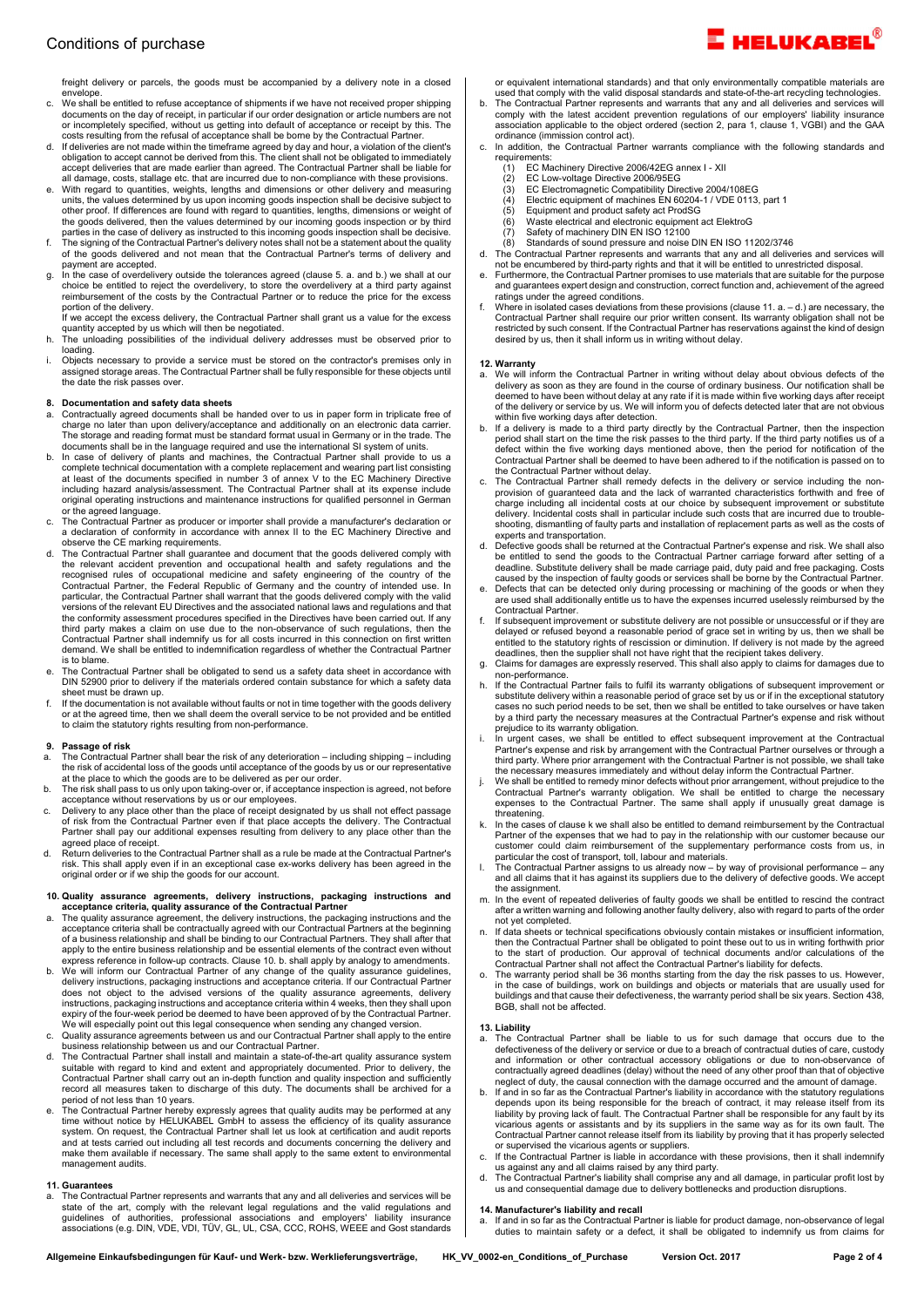freight delivery or parcels, the goods must be accompanied by a delivery note in a closed envelope.

c. We shall be entitled to refuse acceptance of shipments if we have not received proper shipping documents on the day of receipt, in particular if our order designation or article numbers are not or incompletely specified, without us getting into default of acceptance or receipt by this. The costs resulting from the refusal of acceptance shall be borne by the Contractual Partner.
d. If deliveries are not made within the timeframe agreed by day and hour, a violation of the client's obligation to accept cannot be derived from this. The client shall not be obligated to immediately accept deliveries that are made earlier than agreed. The Contractual Partner shall be liable for all damage, costs, stallage etc. that are incurred due to non-compliance with these provisions.
e. With regard to quantities, weights, lengths and dimensions or other delivery and measuring units, the values determined by us upon incoming goods inspection shall be decisive subject to other proof. If differences are found with regard to quantities, lengths, dimensions or weight of the goods delivered, then the values determined by our incoming goods inspection or by third parties in the case of delivery as instructed to this incoming goods inspection shall be decisive.
f. The signing of the Contractual Partner's delivery notes shall not be a statement about the quality of the goods delivered and not mean that the Contractual Partner's terms of delivery and payment are accepted.
g. In the case of overdelivery outside the tolerances agreed (clause 5. a. and b.) we shall at our choice be entitled to reject the overdelivery, to store the overdelivery at a third party against reimbursement of the costs by the Contractual Partner or to reduce the price for the excess portion of the delivery.
If we accept the excess delivery, the Contractual Partner shall grant us a value for the excess quantity accepted by us which will then be negotiated.
h. The unloading possibilities of the individual delivery addresses must be observed prior to loading.
i. Objects necessary to provide a service must be stored on the contractor's premises only in assigned storage areas. The Contractual Partner shall be fully responsible for these objects until the date the risk passes over.

## 8. Documentation and safety data sheets

a. Contractually agreed documents shall be handed over to us in paper form in triplicate free of charge no later than upon delivery/acceptance and additionally on an electronic data carrier. The storage and reading format must be standard format usual in Germany or in the trade. The documents shall be in the language required and use the international SI system of units.
b. In case of delivery of plants and machines, the Contractual Partner shall provide to us a complete technical documentation with a complete replacement and wearing part list consisting at least of the documents specified in number 3 of annex V to the EC Machinery Directive including hazard analysis/assessment. The Contractual Partner shall at its expense include original operating instructions and maintenance instructions for qualified personnel in German or the agreed language.
c. The Contractual Partner as producer or importer shall provide a manufacturer's declaration or a declaration of conformity in accordance with annex II to the EC Machinery Directive and observe the CE marking requirements.
d. The Contractual Partner shall guarantee and document that the goods delivered comply with the relevant accident prevention and occupational health and safety regulations and the recognised rules of occupational medicine and safety engineering of the country of the Contractual Partner, the Federal Republic of Germany and the country of intended use. In particular, the Contractual Partner shall warrant that the goods delivered comply with the valid versions of the relevant EU Directives and the associated national laws and regulations and that the conformity assessment procedures specified in the Directives have been carried out. If any third party makes a claim on use due to the non-observance of such regulations, then the Contractual Partner shall indemnify us for all costs incurred in this connection on first written demand. We shall be entitled to indemnification regardless of whether the Contractual Partner is to blame.
e. The Contractual Partner shall be obligated to send us a safety data sheet in accordance with DIN 52900 prior to delivery if the materials ordered contain substance for which a safety data sheet must be drawn up.
f. If the documentation is not available without faults or not in time together with the goods delivery or at the agreed time, then we shall deem the overall service to be not provided and be entitled to claim the statutory rights resulting from non-performance.

## 9. Passage of risk

a. The Contractual Partner shall bear the risk of any deterioration – including shipping – including the risk of accidental loss of the goods until acceptance of the goods by us or our representative at the place to which the goods are to be delivered as per our order.
b. The risk shall pass to us only upon taking-over or, if acceptance inspection is agreed, not before acceptance without reservations by us or our employees.
c. Delivery to any place other than the place of receipt designated by us shall not effect passage of risk from the Contractual Partner even if that place accepts the delivery. The Contractual Partner shall pay our additional expenses resulting from delivery to any place other than the agreed place of receipt.
d. Return deliveries to the Contractual Partner shall as a rule be made at the Contractual Partner's risk. This shall apply even if in an exceptional case ex-works delivery has been agreed in the original order or if we ship the goods for our account.

## 10. Quality assurance agreements, delivery instructions, packaging instructions and acceptance criteria, quality assurance of the Contractual Partner

a. The quality assurance agreement, the delivery instructions, the packaging instructions and the acceptance criteria shall be contractually agreed with our Contractual Partners at the beginning of a business relationship and shall be binding to our Contractual Partners. They shall after that apply to the entire business relationship and be essential elements of the contract even without express reference in follow-up contracts. Clause 10. b. shall apply by analogy to amendments.
b. We will inform our Contractual Partner of any change of the quality assurance guidelines, delivery instructions, packaging instructions and acceptance criteria. If our Contractual Partner does not object to the advised versions of the quality assurance agreements, delivery instructions, packaging instructions and acceptance criteria within 4 weeks, then they shall upon expiry of the four-week period be deemed to have been approved of by the Contractual Partner. We will especially point out this legal consequence when sending any changed version.
c. Quality assurance agreements between us and our Contractual Partner shall apply to the entire business relationship between us and our Contractual Partner.
d. The Contractual Partner shall install and maintain a state-of-the-art quality assurance system suitable with regard to kind and extent and appropriately documented. Prior to delivery, the Contractual Partner shall carry out an in-depth function and quality inspection and sufficiently record all measures taken to discharge of this duty. The documents shall be archived for a period of not less than 10 years.
e. The Contractual Partner hereby expressly agrees that quality audits may be performed at any time without notice by HELUKABEL GmbH to assess the efficiency of its quality assurance system. On request, the Contractual Partner shall let us look at certification and audit reports and at tests carried out including all test records and documents concerning the delivery and make them available if necessary. The same shall apply to the same extent to environmental management audits.

## 11. Guarantees

a. The Contractual Partner represents and warrants that any and all deliveries and services will be state of the art, comply with the relevant legal regulations and the valid regulations and guidelines of authorities, professional associations and employers' liability insurance associations (e.g. DIN, VDE, VDI, TÜV, GL, UL, CSA, CCC, ROHS, WEEE and Gost standards or equivalent international standards) and that only environmentally compatible materials are used that comply with the valid disposal standards and state-of-the-art recycling technologies.
b. The Contractual Partner represents and warrants that any and all deliveries and services will comply with the latest accident prevention regulations of our employers' liability insurance association applicable to the object ordered (section 2, para 1, clause 1, VGBI) and the GAA ordinance (immission control act).
c. In addition, the Contractual Partner warrants compliance with the following standards and requirements:
   (1) EC Machinery Directive 2006/42EG annex I - XII
   (2) EC Low-voltage Directive 2006/95EG
   (3) EC Electromagnetic Compatibility Directive 2004/108EG
   (4) Electric equipment of machines EN 60204-1 / VDE 0113, part 1
   (5) Equipment and product safety act ProdSG
   (6) Waste electrical and electronic equipment act ElektroG
   (7) Safety of machinery DIN EN ISO 12100
   (8) Standards of sound pressure and noise DIN EN ISO 11202/3746
d. The Contractual Partner represents and warrants that any and all deliveries and services will not be encumbered by third-party rights and that it will be entitled to unrestricted disposal.
e. Furthermore, the Contractual Partner promises to use materials that are suitable for the purpose and guarantees expert design and construction, correct function and, achievement of the agreed ratings under the agreed conditions.
f. Where in isolated cases deviations from these provisions (clause 11. a. – d.) are necessary, the Contractual Partner shall require our prior written consent. Its warranty obligation shall not be restricted by such consent. If the Contractual Partner has reservations against the kind of design desired by us, then it shall inform us in writing without delay.

## 12. Warranty

a. We will inform the Contractual Partner in writing without delay about obvious defects of the delivery as soon as they are found in the course of ordinary business. Our notification shall be deemed to have been without delay at any rate if it is made within five working days after receipt of the delivery or service by us. We will inform you of defects detected later that are not obvious within five working days after detection.
b. If a delivery is made to a third party directly by the Contractual Partner, then the inspection period shall start on the time the risk passes to the third party. If the third party notifies us of a defect within the five working days mentioned above, then the period for notification of the Contractual Partner shall be deemed to have been adhered to if the notification is passed on to the Contractual Partner without delay.
c. The Contractual Partner shall remedy defects in the delivery or service including the non-provision of guaranteed data and the lack of warranted characteristics forthwith and free of charge including all incidental costs at our choice by subsequent improvement or substitute delivery. Incidental costs shall in particular include such costs that are incurred due to trouble-shooting, dismantling of faulty parts and installation of replacement parts as well as the costs of experts and transportation.
d. Defective goods shall be returned at the Contractual Partner's expense and risk. We shall also be entitled to send the goods to the Contractual Partner carriage forward after setting of a deadline. Substitute delivery shall be made carriage paid, duty paid and free packaging. Costs caused by the inspection of faulty goods or services shall be borne by the Contractual Partner.
e. Defects that can be detected only during processing or machining of the goods or when they are used shall additionally entitle us to have the expenses incurred uselessly reimbursed by the Contractual Partner.
f. If subsequent improvement or substitute delivery are not possible or unsuccessful or if they are delayed or refused beyond a reasonable period of grace set in writing by us, then we shall be entitled to the statutory rights of rescission or diminution. If delivery is not made by the agreed deadlines, then the supplier shall not have right that the recipient takes delivery.
g. Claims for damages are expressly reserved. This shall also apply to claims for damages due to non-performance.
h. If the Contractual Partner fails to fulfil its warranty obligations of subsequent improvement or substitute delivery within a reasonable period of grace set by us or if in the exceptional statutory cases no such period needs to be set, then we shall be entitled to take ourselves or have taken by a third party the necessary measures at the Contractual Partner's expense and risk without prejudice to its warranty obligation.
i. In urgent cases, we shall be entitled to effect subsequent improvement at the Contractual Partner's expense and risk by arrangement with the Contractual Partner ourselves or through a third party. Where prior arrangement with the Contractual Partner is not possible, we shall take the necessary measures immediately and without delay inform the Contractual Partner.
j. We shall be entitled to remedy minor defects without prior arrangement, without prejudice to the Contractual Partner's warranty obligation. We shall be entitled to charge the necessary expenses to the Contractual Partner. The same shall apply if unusually great damage is threatening.
k. In the cases of clause k we shall also be entitled to demand reimbursement by the Contractual Partner of the expenses that we had to pay in the relationship with our customer because our customer could claim reimbursement of the supplementary performance costs from us, in particular the cost of transport, toll, labour and materials.
l. The Contractual Partner assigns to us already now – by way of provisional performance – any and all claims that it has against its suppliers due to the delivery of defective goods. We accept the assignment.
m. In the event of repeated deliveries of faulty goods we shall be entitled to rescind the contract after a written warning and following another faulty delivery, also with regard to parts of the order not yet completed.
n. If data sheets or technical specifications obviously contain mistakes or insufficient information, then the Contractual Partner shall be obligated to point these out to us in writing forthwith prior to the start of production. Our approval of technical documents and/or calculations of the Contractual Partner shall not affect the Contractual Partner's liability for defects.
o. The warranty period shall be 36 months starting from the day the risk passes to us. However, in the case of buildings, work on buildings and objects or materials that are usually used for buildings and that cause their defectiveness, the warranty period shall be six years. Section 438, BGB, shall not be affected.

## 13. Liability

a. The Contractual Partner shall be liable to us for such damage that occurs due to the defectiveness of the delivery or service or due to a breach of contractual duties of care, custody and information or other contractual accessory obligations or due to non-observance of contractually agreed deadlines (delay) without the need of any other proof than that of objective neglect of duty, the causal connection with the damage occurred and the amount of damage.
b. If and in so far as the Contractual Partner's liability in accordance with the statutory regulations depends upon its being responsible for the breach of contract, it may release itself from its liability by proving lack of fault. The Contractual Partner shall be responsible for any fault by its vicarious agents or assistants and by its suppliers in the same way as for its own fault. The Contractual Partner cannot release itself from its liability by proving that it has properly selected or supervised the vicarious agents or suppliers.
c. If the Contractual Partner is liable in accordance with these provisions, then it shall indemnify us against any and all claims raised by any third party.
d. The Contractual Partner's liability shall comprise any and all damage, in particular profit lost by us and consequential damage due to delivery bottlenecks and production disruptions.

## 14. Manufacturer's liability and recall

a. If and in so far as the Contractual Partner is liable for product damage, non-observance of legal duties to maintain safety or a defect, it shall be obligated to indemnify us from claims for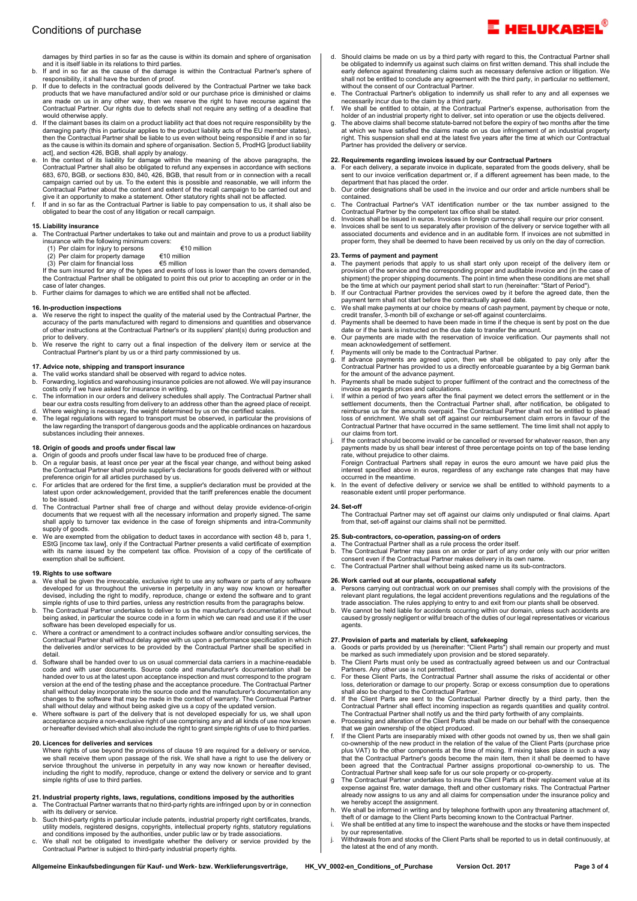damages by third parties in so far as the cause is within its domain and sphere of organisation and it is itself liable in its relations to third parties.

b. If and in so far as the cause of the damage is within the Contractual Partner's sphere of responsibility, it shall have the burden of proof.

p. If due to defects in the contractual goods delivered by the Contractual Partner we take back products that we have manufactured and/or sold or our purchase price is diminished or claims are made on us in any other way, then we reserve the right to have recourse against the Contractual Partner. Our rights due to defects shall not require any setting of a deadline that would otherwise apply.

d. If the claimant bases its claim on a product liability act that does not require responsibility by the damaging party (this in particular applies to the product liability acts of the EU member states), then the Contractual Partner shall be liable to us even without being responsible if and in so far as the cause is within its domain and sphere of organisation. Section 5, ProdHG [product liability act], and section 426, BGB, shall apply by analogy.

e. In the context of its liability for damage within the meaning of the above paragraphs, the Contractual Partner shall also be obligated to refund any expenses in accordance with sections 683, 670, BGB, or sections 830, 840, 426, BGB, that result from or in connection with a recall campaign carried out by us. To the extent this is possible and reasonable, we will inform the Contractual Partner about the content and extent of the recall campaign to be carried out and give it an opportunity to make a statement. Other statutory rights shall not be affected.

f. If and in so far as the Contractual Partner is liable to pay compensation to us, it shall also be obligated to bear the cost of any litigation or recall campaign.

## 15. Liability insurance

a. The Contractual Partner undertakes to take out and maintain and prove to us a product liability insurance with the following minimum covers:
   (1) Per claim for injury to persons €10 million
   (2) Per claim for property damage €10 million
   (3) Per claim for financial loss €5 million

   If the sum insured for any of the types and events of loss is lower than the covers demanded, the Contractual Partner shall be obligated to point this out prior to accepting an order or in the case of later changes.

b. Further claims for damages to which we are entitled shall not be affected.

## 16. In-production inspections

a. We reserve the right to inspect the quality of the material used by the Contractual Partner, the accuracy of the parts manufactured with regard to dimensions and quantities and observance of other instructions at the Contractual Partner's or its suppliers' plant(s) during production and prior to delivery.

b. We reserve the right to carry out a final inspection of the delivery item or service at the Contractual Partner's plant by us or a third party commissioned by us.

## 17. Advice note, shipping and transport insurance

a. The valid works standard shall be observed with regard to advice notes.

b. Forwarding, logistics and warehousing insurance policies are not allowed. We will pay insurance costs only if we have asked for insurance in writing.

c. The information in our orders and delivery schedules shall apply. The Contractual Partner shall bear our extra costs resulting from delivery to an address other than the agreed place of receipt.

d. Where weighing is necessary, the weight determined by us on the certified scales.

e. The legal regulations with regard to transport must be observed, in particular the provisions of the law regarding the transport of dangerous goods and the applicable ordinances on hazardous substances including their annexes.

## 18. Origin of goods and proofs under fiscal law

a. Origin of goods and proofs under fiscal law have to be produced free of charge.

b. On a regular basis, at least once per year at the fiscal year change, and without being asked the Contractual Partner shall provide supplier's declarations for goods delivered with or without preference origin for all articles purchased by us.

c. For articles that are ordered for the first time, a supplier's declaration must be provided at the latest upon order acknowledgement, provided that the tariff preferences enable the document to be issued.

d. The Contractual Partner shall free of charge and without delay provide evidence-of-origin documents that we request with all the necessary information and properly signed. The same shall apply to turnover tax evidence in the case of foreign shipments and intra-Community supply of goods.

e. We are exempted from the obligation to deduct taxes in accordance with section 48 b, para 1, EStG [income tax law], only if the Contractual Partner presents a valid certificate of exemption with its name issued by the competent tax office. Provision of a copy of the certificate of exemption shall be sufficient.

## 19. Rights to use software

a. We shall be given the irrevocable, exclusive right to use any software or parts of any software developed for us throughout the universe in perpetuity in any way now known or hereafter devised, including the right to modify, reproduce, change or extend the software and to grant simple rights of use to third parties, unless any restriction results from the paragraphs below.

b. The Contractual Partner undertakes to deliver to us the manufacturer's documentation without being asked, in particular the source code in a form in which we can read and use it if the user software has been developed especially for us.

c. Where a contract or amendment to a contract includes software and/or consulting services, the Contractual Partner shall without delay agree with us upon a performance specification in which the deliveries and/or services to be provided by the Contractual Partner shall be specified in detail.

d. Software shall be handed over to us on usual commercial data carriers in a machine-readable code and with user documents. Source code and manufacturer's documentation shall be handed over to us at the latest upon acceptance inspection and must correspond to the program version at the end of the testing phase and the acceptance procedure. The Contractual Partner shall without delay incorporate into the source code and the manufacturer's documentation any changes to the software that may be made in the context of warranty. The Contractual Partner shall without delay and without being asked give us a copy of the updated version.

e. Where software is part of the delivery that is not developed especially for us, we shall upon acceptance acquire a non-exclusive right of use comprising any and all kinds of use now known or hereafter devised which shall also include the right to grant simple rights of use to third parties.

## 20. Licences for deliveries and services

Where rights of use beyond the provisions of clause 19 are required for a delivery or service, we shall receive them upon passage of the risk. We shall have a right to use the delivery or service throughout the universe in perpetuity in any way now known or hereafter devised, including the right to modify, reproduce, change or extend the delivery or service and to grant simple rights of use to third parties.

## 21. Industrial property rights, laws, regulations, conditions imposed by the authorities

a. The Contractual Partner warrants that no third-party rights are infringed upon by or in connection with its delivery or service.

b. Such third-party rights in particular include patents, industrial property right certificates, brands, utility models, registered designs, copyrights, intellectual property rights, statutory regulations and conditions imposed by the authorities, under public law or by trade associations.

c. We shall not be obligated to investigate whether the delivery or service provided by the Contractual Partner is subject to third-party industrial property rights.

d. Should claims be made on us by a third party with regard to this, the Contractual Partner shall be obligated to indemnify us against such claims on first written demand. This shall include the early defence against threatening claims such as necessary defensive action or litigation. We shall not be entitled to conclude any agreement with the third party, in particular no settlement, without the consent of our Contractual Partner.

e. The Contractual Partner's obligation to indemnify us shall refer to any and all expenses we necessarily incur due to the claim by a third party.

f. We shall be entitled to obtain, at the Contractual Partner's expense, authorisation from the holder of an industrial property right to deliver, set into operation or use the objects delivered.

g. The above claims shall become statute-barred not before the expiry of two months after the time at which we have satisfied the claims made on us due infringement of an industrial property right. This suspension shall end at the latest five years after the time at which our Contractual Partner has provided the delivery or service.

## 22. Requirements regarding invoices issued by our Contractual Partners

a. For each delivery, a separate invoice in duplicate, separated from the goods delivery, shall be sent to our invoice verification department or, if a different agreement has been made, to the department that has placed the order.

b. Our order designations shall be used in the invoice and our order and article numbers shall be contained.

c. The Contractual Partner's VAT identification number or the tax number assigned to the Contractual Partner by the competent tax office shall be stated.

d. Invoices shall be issued in euros. Invoices in foreign currency shall require our prior consent.

e. Invoices shall be sent to us separately after provision of the delivery or service together with all associated documents and evidence and in an auditable form. If invoices are not submitted in proper form, they shall be deemed to have been received by us only on the day of correction.

## 23. Terms of payment and payment

a. The payment periods that apply to us shall start only upon receipt of the delivery item or provision of the service and the corresponding proper and auditable invoice and (in the case of shipment) the proper shipping documents. The point in time when these conditions are met shall be the time at which our payment period shall start to run (hereinafter: "Start of Period").

b. If our Contractual Partner provides the services owed by it before the agreed date, then the payment term shall not start before the contractually agreed date.

c. We shall make payments at our choice by means of cash payment, payment by cheque or note, credit transfer, 3-month bill of exchange or set-off against counterclaims.

d. Payments shall be deemed to have been made in time if the cheque is sent by post on the due date or if the bank is instructed on the due date to transfer the amount.

e. Our payments are made with the reservation of invoice verification. Our payments shall not mean acknowledgement of settlement.

f. Payments will only be made to the Contractual Partner.

g. If advance payments are agreed upon, then we shall be obligated to pay only after the Contractual Partner has provided to us a directly enforceable guarantee by a big German bank for the amount of the advance payment.

h. Payments shall be made subject to proper fulfilment of the contract and the correctness of the invoice as regards prices and calculations.

i. If within a period of two years after the final payment we detect errors the settlement or in the settlement documents, then the Contractual Partner shall, after notification, be obligated to reimburse us for the amounts overpaid. The Contractual Partner shall not be entitled to plead loss of enrichment. We shall set off against our reimbursement claim errors in favour of the Contractual Partner that have occurred in the same settlement. The time limit shall not apply to our claims from tort.

j. If the contract should become invalid or be cancelled or reversed for whatever reason, then any payments made by us shall bear interest of three percentage points on top of the base lending rate, without prejudice to other claims.
   Foreign Contractual Partners shall repay in euros the euro amount we have paid plus the interest specified above in euros, regardless of any exchange rate changes that may have occurred in the meantime.

k. In the event of defective delivery or service we shall be entitled to withhold payments to a reasonable extent until proper performance.

## 24. Set-off

The Contractual Partner may set off against our claims only undisputed or final claims. Apart from that, set-off against our claims shall not be permitted.

## 25. Sub-contractors, co-operation, passing-on of orders

a. The Contractual Partner shall as a rule process the order itself.

b. The Contractual Partner may pass on an order or part of any order only with our prior written consent even if the Contractual Partner makes delivery in its own name.

c. The Contractual Partner shall without being asked name us its sub-contractors.

## 26. Work carried out at our plants, occupational safety

a. Persons carrying out contractual work on our premises shall comply with the provisions of the relevant plant regulations, the legal accident preventions regulations and the regulations of the trade association. The rules applying to entry to and exit from our plants shall be observed.

b. We cannot be held liable for accidents occurring within our domain, unless such accidents are caused by grossly negligent or wilful breach of the duties of our legal representatives or vicarious agents.

## 27. Provision of parts and materials by client, safekeeping

a. Goods or parts provided by us (hereinafter: "Client Parts") shall remain our property and must be marked as such immediately upon provision and be stored separately.

b. The Client Parts must only be used as contractually agreed between us and our Contractual Partners. Any other use is not permitted.

c. For these Client Parts, the Contractual Partner shall assume the risks of accidental or other loss, deterioration or damage to our property. Scrap or excess consumption due to operations shall also be charged to the Contractual Partner.

d. If the Client Parts are sent to the Contractual Partner directly by a third party, then the Contractual Partner shall effect incoming inspection as regards quantities and quality control. The Contractual Partner shall notify us and the third party forthwith of any complaints.

e. Processing and alteration of the Client Parts shall be made on our behalf with the consequence that we gain ownership of the object produced.

f. If the Client Parts are inseparably mixed with other goods not owned by us, then we shall gain co-ownership of the new product in the relation of the value of the Client Parts (purchase price plus VAT) to the other components at the time of mixing. If mixing takes place in such a way that the Contractual Partner's goods become the main item, then it shall be deemed to have been agreed that the Contractual Partner assigns proportional co-ownership to us. The Contractual Partner shall keep safe for us our sole property or co-property.

g The Contractual Partner undertakes to insure the Client Parts at their replacement value at its expense against fire, water damage, theft and other customary risks. The Contractual Partner already now assigns to us any and all claims for compensation under the insurance policy and we hereby accept the assignment.

h. We shall be informed in writing and by telephone forthwith upon any threatening attachment of, theft of or damage to the Client Parts becoming known to the Contractual Partner.

i. We shall be entitled at any time to inspect the warehouse and the stocks or have them inspected by our representative.

j. Withdrawals from and stocks of the Client Parts shall be reported to us in detail continuously, at the latest at the end of any month.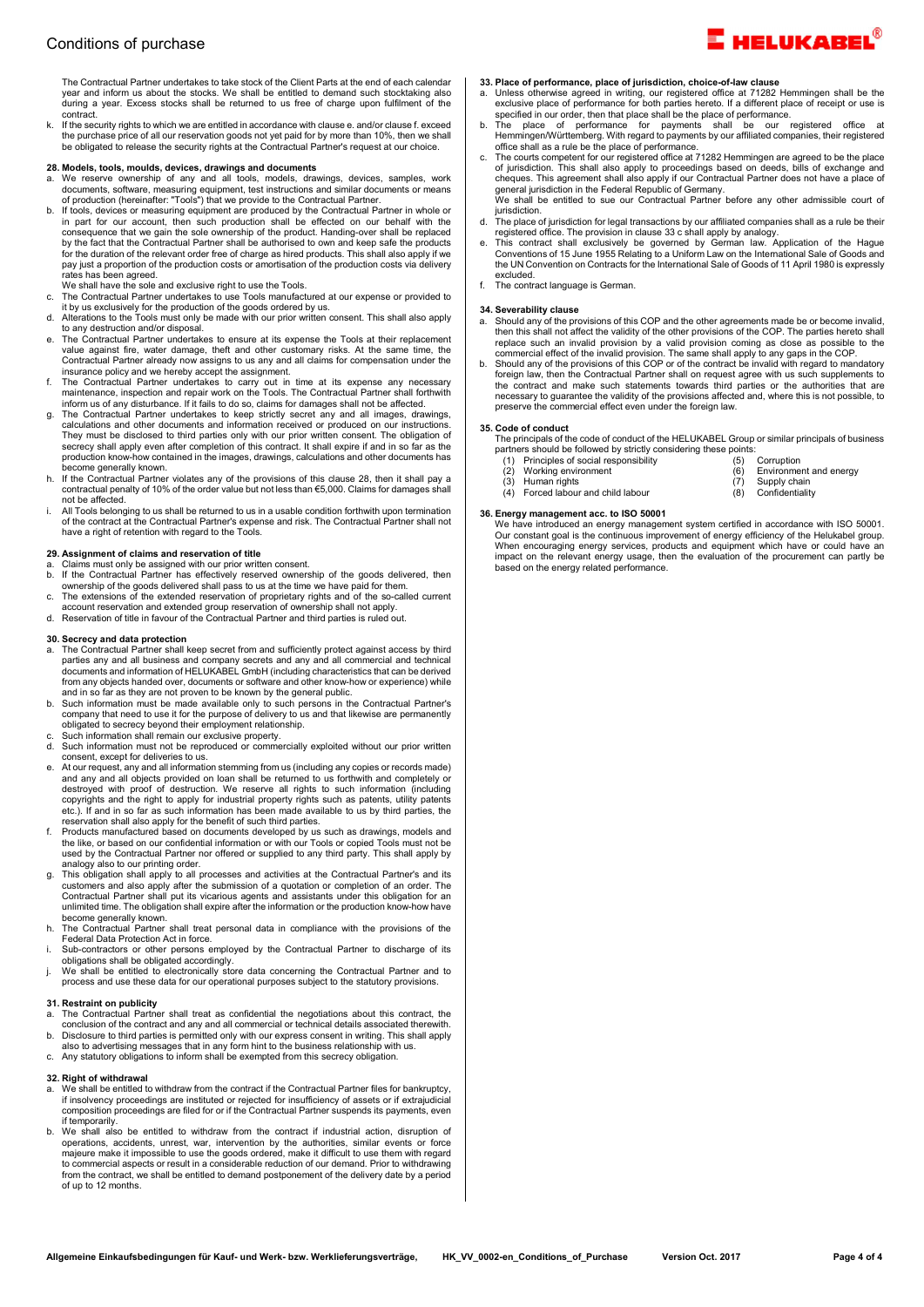The Contractual Partner undertakes to take stock of the Client Parts at the end of each calendar year and inform us about the stocks. We shall be entitled to demand such stocktaking also during a year. Excess stocks shall be returned to us free of charge upon fulfilment of the contract.

k. If the security rights to which we are entitled in accordance with clause e. and/or clause f. exceed the purchase price of all our reservation goods not yet paid for by more than 10%, then we shall be obligated to release the security rights at the Contractual Partner's request at our choice.

**28. Models, tools, moulds, devices, drawings and documents**

a. We reserve ownership of any and all tools, models, drawings, devices, samples, work documents, software, measuring equipment, test instructions and similar documents or means of production (hereinafter: "Tools") that we provide to the Contractual Partner.

b. If tools, devices or measuring equipment are produced by the Contractual Partner in whole or in part for our account, then such production shall be effected on our behalf with the consequence that we gain the sole ownership of the product. Handing-over shall be replaced by the fact that the Contractual Partner shall be authorised to own and keep safe the products for the duration of the relevant order free of charge as hired products. This shall also apply if we pay just a proportion of the production costs or amortisation of the production costs via delivery rates has been agreed.
We shall have the sole and exclusive right to use the Tools.

c. The Contractual Partner undertakes to use Tools manufactured at our expense or provided to it by us exclusively for the production of the goods ordered by us.

d. Alterations to the Tools must only be made with our prior written consent. This shall also apply to any destruction and/or disposal.

e. The Contractual Partner undertakes to ensure at its expense the Tools at their replacement value against fire, water damage, theft and other customary risks. At the same time, the Contractual Partner already now assigns to us any and all claims for compensation under the insurance policy and we hereby accept the assignment.

f. The Contractual Partner undertakes to carry out in time at its expense any necessary maintenance, inspection and repair work on the Tools. The Contractual Partner shall forthwith inform us of any disturbance. If it fails to do so, claims for damages shall not be affected.

g. The Contractual Partner undertakes to keep strictly secret any and all images, drawings, calculations and other documents and information received or produced on our instructions. They must be disclosed to third parties only with our prior written consent. The obligation of secrecy shall apply even after completion of this contract. It shall expire if and in so far as the production know-how contained in the images, drawings, calculations and other documents has become generally known.

h. If the Contractual Partner violates any of the provisions of this clause 28, then it shall pay a contractual penalty of 10% of the order value but not less than €5,000. Claims for damages shall not be affected.

i. All Tools belonging to us shall be returned to us in a usable condition forthwith upon termination of the contract at the Contractual Partner's expense and risk. The Contractual Partner shall not have a right of retention with regard to the Tools.

**29. Assignment of claims and reservation of title**

a. Claims must only be assigned with our prior written consent.

b. If the Contractual Partner has effectively reserved ownership of the goods delivered, then ownership of the goods delivered shall pass to us at the time we have paid for them.

c. The extensions of the extended reservation of proprietary rights and of the so-called current account reservation and extended group reservation of ownership shall not apply.

d. Reservation of title in favour of the Contractual Partner and third parties is ruled out.

**30. Secrecy and data protection**

a. The Contractual Partner shall keep secret from and sufficiently protect against access by third parties any and all business and company secrets and any and all commercial and technical documents and information of HELUKABEL GmbH (including characteristics that can be derived from any objects handed over, documents or software and other know-how or experience) while and in so far as they are not proven to be known by the general public.

b. Such information must be made available only to such persons in the Contractual Partner's company that need to use it for the purpose of delivery to us and that likewise are permanently obligated to secrecy beyond their employment relationship.

c. Such information shall remain our exclusive property.

d. Such information must not be reproduced or commercially exploited without our prior written consent, except for deliveries to us.

e. At our request, any and all information stemming from us (including any copies or records made) and any and all objects provided on loan shall be returned to us forthwith and completely or destroyed with proof of destruction. We reserve all rights to such information (including copyrights and the right to apply for industrial property rights such as patents, utility patents etc.). If and in so far as such information has been made available to us by third parties, the reservation shall also apply for the benefit of such third parties.

f. Products manufactured based on documents developed by us such as drawings, models and the like, or based on our confidential information or with our Tools or copied Tools must not be used by the Contractual Partner nor offered or supplied to any third party. This shall apply by analogy also to our printing order.

g. This obligation shall apply to all processes and activities at the Contractual Partner's and its customers and also apply after the submission of a quotation or completion of an order. The Contractual Partner shall put its vicarious agents and assistants under this obligation for an unlimited time. The obligation shall expire after the information or the production know-how have become generally known.

h. The Contractual Partner shall treat personal data in compliance with the provisions of the Federal Data Protection Act in force.

i. Sub-contractors or other persons employed by the Contractual Partner to discharge of its obligations shall be obligated accordingly.

j. We shall be entitled to electronically store data concerning the Contractual Partner and to process and use these data for our operational purposes subject to the statutory provisions.

**31. Restraint on publicity**

a. The Contractual Partner shall treat as confidential the negotiations about this contract, the conclusion of the contract and any and all commercial or technical details associated therewith.

b. Disclosure to third parties is permitted only with our express consent in writing. This shall apply also to advertising messages that in any form hint to the business relationship with us.

c. Any statutory obligations to inform shall be exempted from this secrecy obligation.

**32. Right of withdrawal**

a. We shall be entitled to withdraw from the contract if the Contractual Partner files for bankruptcy, if insolvency proceedings are instituted or rejected for insufficiency of assets or if extrajudicial composition proceedings are filed for or if the Contractual Partner suspends its payments, even if temporarily.

b. We shall also be entitled to withdraw from the contract if industrial action, disruption of operations, accidents, unrest, war, intervention by the authorities, similar events or force majeure make it impossible to use the goods ordered, make it difficult to use them with regard to commercial aspects or result in a considerable reduction of our demand. Prior to withdrawing from the contract, we shall be entitled to demand postponement of the delivery date by a period of up to 12 months.

**33. Place of performance, place of jurisdiction, choice-of-law clause**

a. Unless otherwise agreed in writing, our registered office at 71282 Hemmingen shall be the exclusive place of performance for both parties hereto. If a different place of receipt or use is specified in our order, then that place shall be the place of performance.

b. The place of performance for payments shall be our registered office at Hemmingen/Württemberg. With regard to payments by our affiliated companies, their registered office shall as a rule be the place of performance.

c. The courts competent for our registered office at 71282 Hemmingen are agreed to be the place of jurisdiction. This shall also apply to proceedings based on deeds, bills of exchange and cheques. This agreement shall also apply if our Contractual Partner does not have a place of general jurisdiction in the Federal Republic of Germany.
We shall be entitled to sue our Contractual Partner before any other admissible court of jurisdiction.

d. The place of jurisdiction for legal transactions by our affiliated companies shall as a rule be their registered office. The provision in clause 33 c shall apply by analogy.

e. This contract shall exclusively be governed by German law. Application of the Hague Conventions of 15 June 1955 Relating to a Uniform Law on the International Sale of Goods and the UN Convention on Contracts for the International Sale of Goods of 11 April 1980 is expressly excluded.

f. The contract language is German.

**34. Severability clause**

a. Should any of the provisions of this COP and the other agreements made be or become invalid, then this shall not affect the validity of the other provisions of the COP. The parties hereto shall replace such an invalid provision by a valid provision coming as close as possible to the commercial effect of the invalid provision. The same shall apply to any gaps in the COP.

b. Should any of the provisions of this COP or of the contract be invalid with regard to mandatory foreign law, then the Contractual Partner shall on request agree with us such supplements to the contract and make such statements towards third parties or the authorities that are necessary to guarantee the validity of the provisions affected and, where this is not possible, to preserve the commercial effect even under the foreign law.

**35. Code of conduct**

The principals of the code of conduct of the HELUKABEL Group or similar principals of business partners should be followed by strictly considering these points:

(1) Principles of social responsibility
(2) Working environment
(3) Human rights
(4) Forced labour and child labour
(5) Corruption
(6) Environment and energy
(7) Supply chain
(8) Confidentiality

**36. Energy management acc. to ISO 50001**

We have introduced an energy management system certified in accordance with ISO 50001. Our constant goal is the continuous improvement of energy efficiency of the Helukabel group. When encouraging energy services, products and equipment which have or could have an impact on the relevant energy usage, then the evaluation of the procurement can partly be based on the energy related performance.